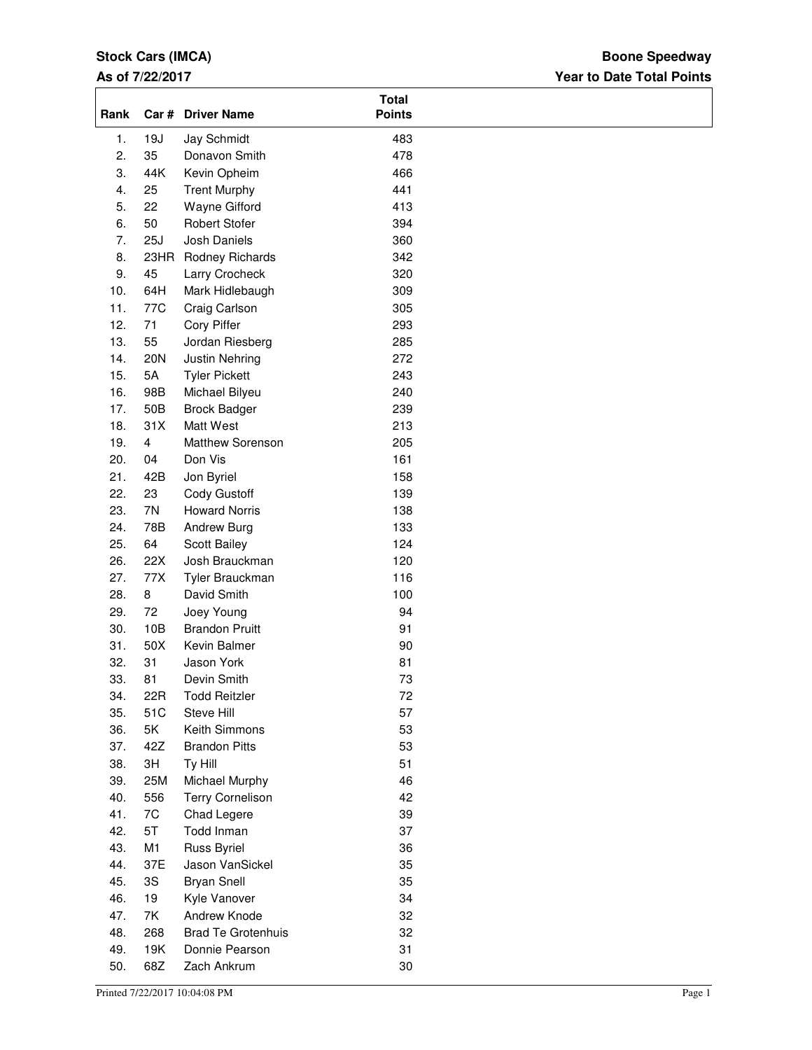**Stock Cars (IMCA)**

**As of 7/22/2017**

**Boone Speedway**

**Year to Date Total Points**

| Rank | Car # | Driver Name | Total Points |
|---|---|---|---|
| 1. | 19J | Jay Schmidt | 483 |
| 2. | 35 | Donavon Smith | 478 |
| 3. | 44K | Kevin Opheim | 466 |
| 4. | 25 | Trent Murphy | 441 |
| 5. | 22 | Wayne Gifford | 413 |
| 6. | 50 | Robert Stofer | 394 |
| 7. | 25J | Josh Daniels | 360 |
| 8. | 23HR | Rodney Richards | 342 |
| 9. | 45 | Larry Crocheck | 320 |
| 10. | 64H | Mark Hidlebaugh | 309 |
| 11. | 77C | Craig Carlson | 305 |
| 12. | 71 | Cory Piffer | 293 |
| 13. | 55 | Jordan Riesberg | 285 |
| 14. | 20N | Justin Nehring | 272 |
| 15. | 5A | Tyler Pickett | 243 |
| 16. | 98B | Michael Bilyeu | 240 |
| 17. | 50B | Brock Badger | 239 |
| 18. | 31X | Matt West | 213 |
| 19. | 4 | Matthew Sorenson | 205 |
| 20. | 04 | Don Vis | 161 |
| 21. | 42B | Jon Byriel | 158 |
| 22. | 23 | Cody Gustoff | 139 |
| 23. | 7N | Howard Norris | 138 |
| 24. | 78B | Andrew Burg | 133 |
| 25. | 64 | Scott Bailey | 124 |
| 26. | 22X | Josh Brauckman | 120 |
| 27. | 77X | Tyler Brauckman | 116 |
| 28. | 8 | David Smith | 100 |
| 29. | 72 | Joey Young | 94 |
| 30. | 10B | Brandon Pruitt | 91 |
| 31. | 50X | Kevin Balmer | 90 |
| 32. | 31 | Jason York | 81 |
| 33. | 81 | Devin Smith | 73 |
| 34. | 22R | Todd Reitzler | 72 |
| 35. | 51C | Steve Hill | 57 |
| 36. | 5K | Keith Simmons | 53 |
| 37. | 42Z | Brandon Pitts | 53 |
| 38. | 3H | Ty Hill | 51 |
| 39. | 25M | Michael Murphy | 46 |
| 40. | 556 | Terry Cornelison | 42 |
| 41. | 7C | Chad Legere | 39 |
| 42. | 5T | Todd Inman | 37 |
| 43. | M1 | Russ Byriel | 36 |
| 44. | 37E | Jason VanSickel | 35 |
| 45. | 3S | Bryan Snell | 35 |
| 46. | 19 | Kyle Vanover | 34 |
| 47. | 7K | Andrew Knode | 32 |
| 48. | 268 | Brad Te Grotenhuis | 32 |
| 49. | 19K | Donnie Pearson | 31 |
| 50. | 68Z | Zach Ankrum | 30 |

Printed 7/22/2017 10:04:08 PM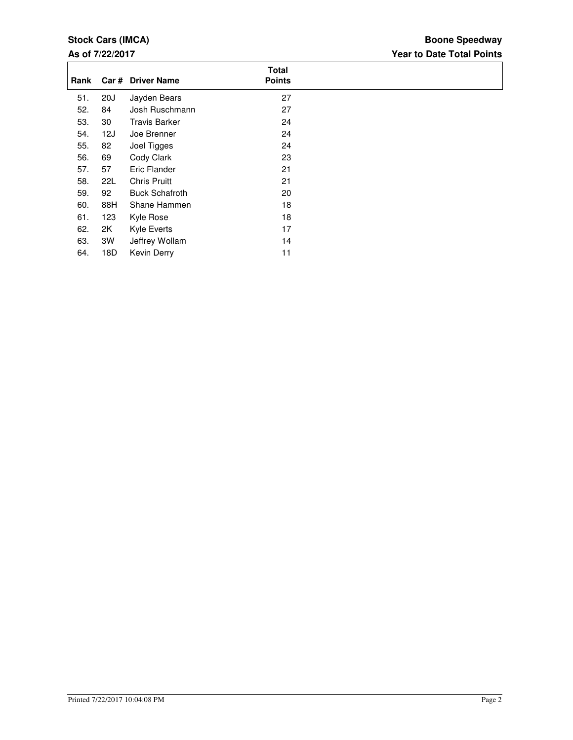**Stock Cars (IMCA)**

**As of 7/22/2017**

**Boone Speedway**

**Year to Date Total Points**

| Rank | Car # | Driver Name | Total Points |
| --- | --- | --- | --- |
| 51. | 20J | Jayden Bears | 27 |
| 52. | 84 | Josh Ruschmann | 27 |
| 53. | 30 | Travis Barker | 24 |
| 54. | 12J | Joe Brenner | 24 |
| 55. | 82 | Joel Tigges | 24 |
| 56. | 69 | Cody Clark | 23 |
| 57. | 57 | Eric Flander | 21 |
| 58. | 22L | Chris Pruitt | 21 |
| 59. | 92 | Buck Schafroth | 20 |
| 60. | 88H | Shane Hammen | 18 |
| 61. | 123 | Kyle Rose | 18 |
| 62. | 2K | Kyle Everts | 17 |
| 63. | 3W | Jeffrey Wollam | 14 |
| 64. | 18D | Kevin Derry | 11 |

Printed 7/22/2017 10:04:08 PM